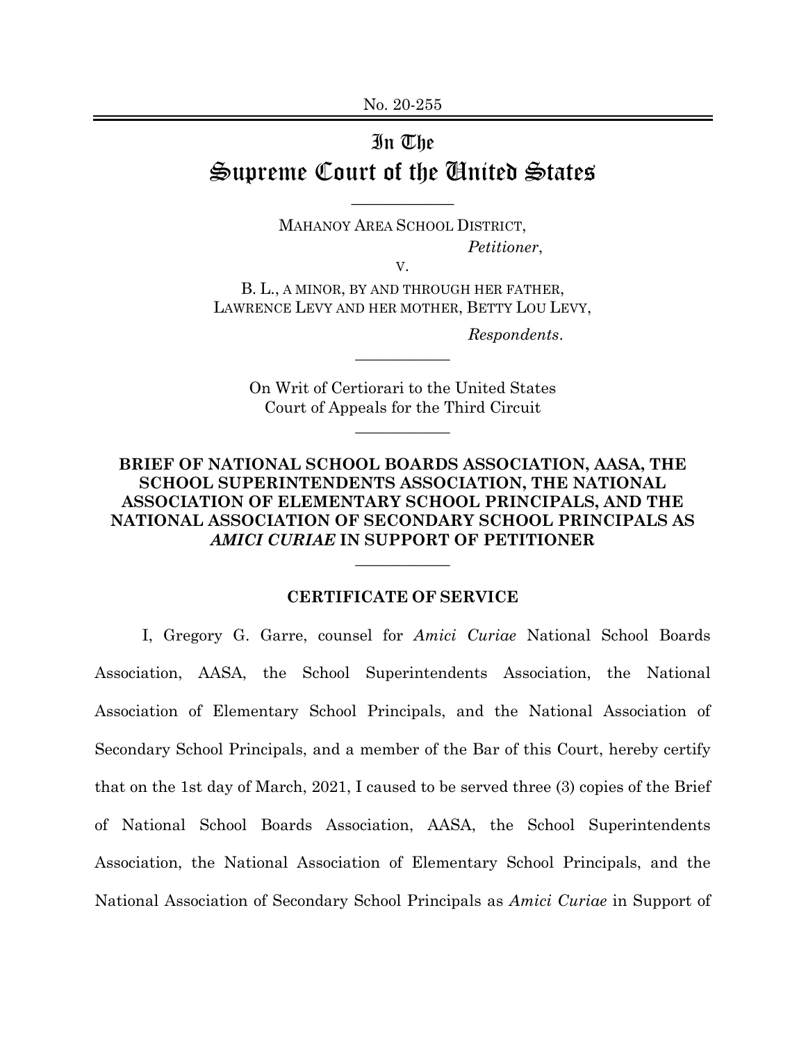No. 20-255

# In The Supreme Court of the United States

MAHANOY AREA SCHOOL DISTRICT,

*Petitioner*,

V.

B. L., A MINOR, BY AND THROUGH HER FATHER, LAWRENCE LEVY AND HER MOTHER, BETTY LOU LEVY,

*Respondents*.

On Writ of Certiorari to the United States Court of Appeals for the Third Circuit

**BRIEF OF NATIONAL SCHOOL BOARDS ASSOCIATION, AASA, THE SCHOOL SUPERINTENDENTS ASSOCIATION, THE NATIONAL ASSOCIATION OF ELEMENTARY SCHOOL PRINCIPALS, AND THE NATIONAL ASSOCIATION OF SECONDARY SCHOOL PRINCIPALS AS *AMICI CURIAE* IN SUPPORT OF PETITIONER**

## CERTIFICATE OF SERVICE

I, Gregory G. Garre, counsel for *Amici Curiae* National School Boards Association, AASA, the School Superintendents Association, the National Association of Elementary School Principals, and the National Association of Secondary School Principals, and a member of the Bar of this Court, hereby certify that on the 1st day of March, 2021, I caused to be served three (3) copies of the Brief of National School Boards Association, AASA, the School Superintendents Association, the National Association of Elementary School Principals, and the National Association of Secondary School Principals as *Amici Curiae* in Support of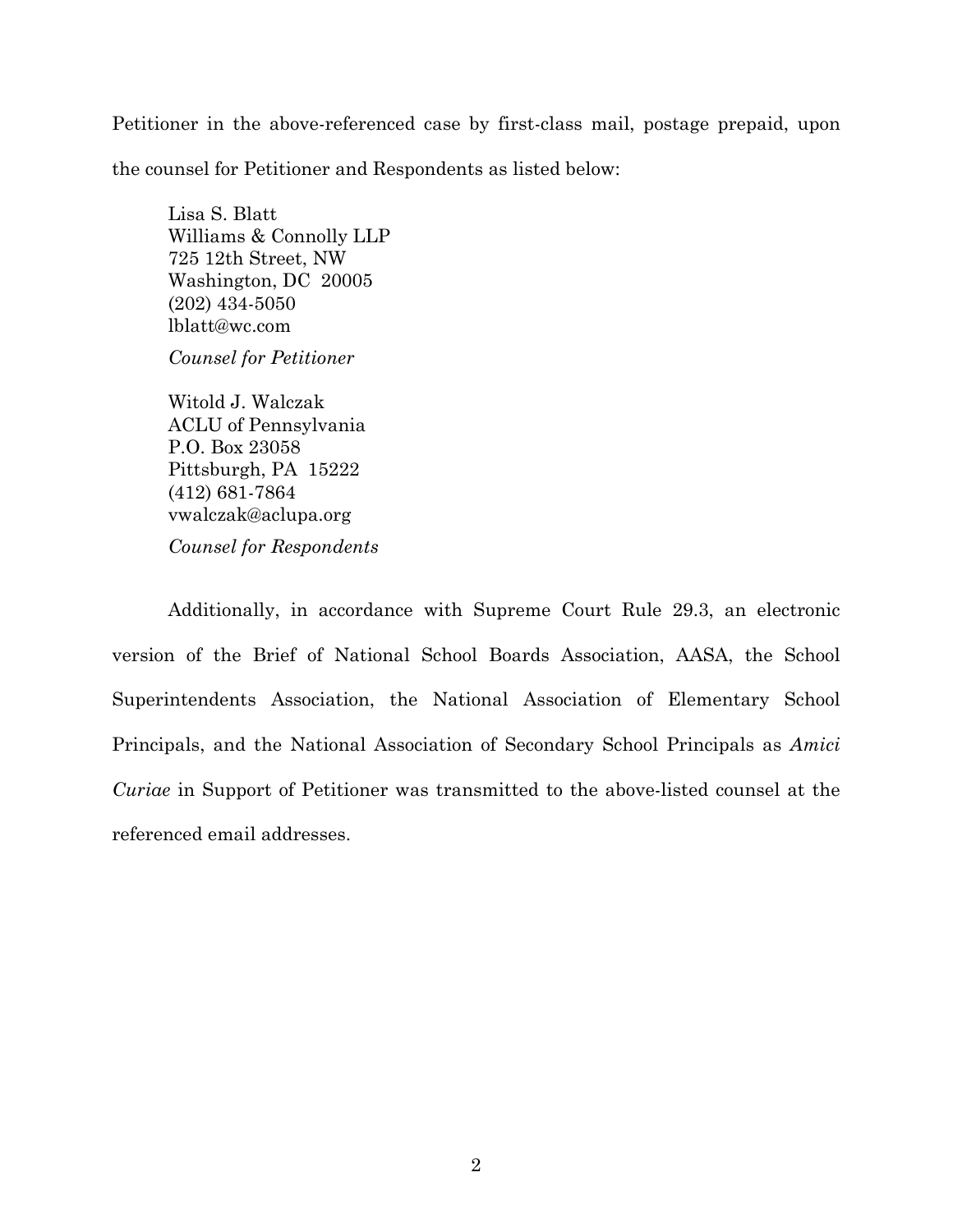Petitioner in the above-referenced case by first-class mail, postage prepaid, upon the counsel for Petitioner and Respondents as listed below:

Lisa S. Blatt  
Williams & Connolly LLP  
725 12th Street, NW  
Washington, DC 20005  
(202) 434-5050  
lblatt@wc.com

*Counsel for Petitioner*

Witold J. Walczak  
ACLU of Pennsylvania  
P.O. Box 23058  
Pittsburgh, PA 15222  
(412) 681-7864  
vwalczak@aclupa.org

*Counsel for Respondents*

Additionally, in accordance with Supreme Court Rule 29.3, an electronic version of the Brief of National School Boards Association, AASA, the School Superintendents Association, the National Association of Elementary School Principals, and the National Association of Secondary School Principals as *Amici Curiae* in Support of Petitioner was transmitted to the above-listed counsel at the referenced email addresses.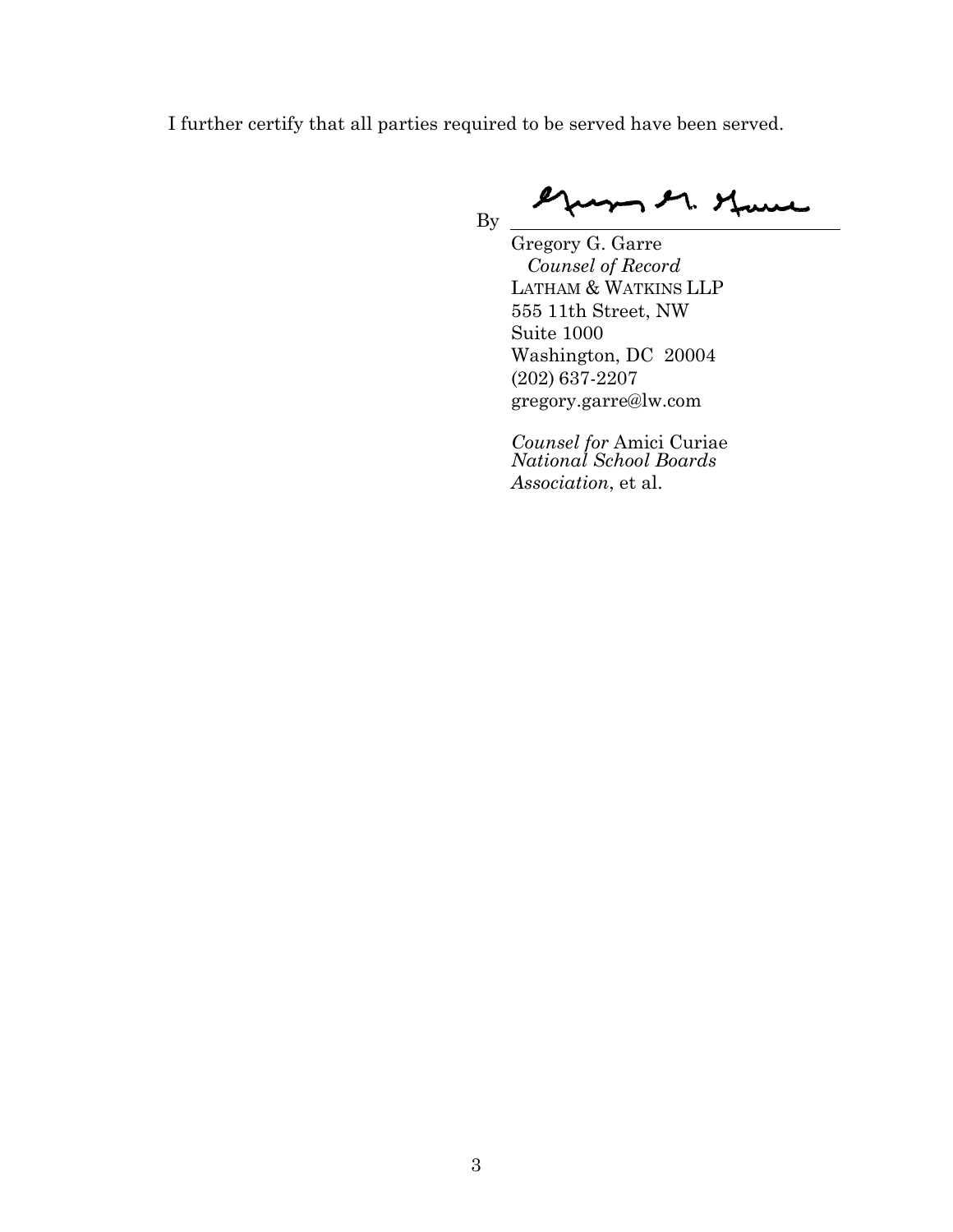I further certify that all parties required to be served have been served.

By ______________________________

Gregory G. Garre
*Counsel of Record*
LATHAM & WATKINS LLP
555 11th Street, NW
Suite 1000
Washington, DC 20004
(202) 637-2207
gregory.garre@lw.com

*Counsel for* Amici Curiae
*National School Boards Association*, et al.